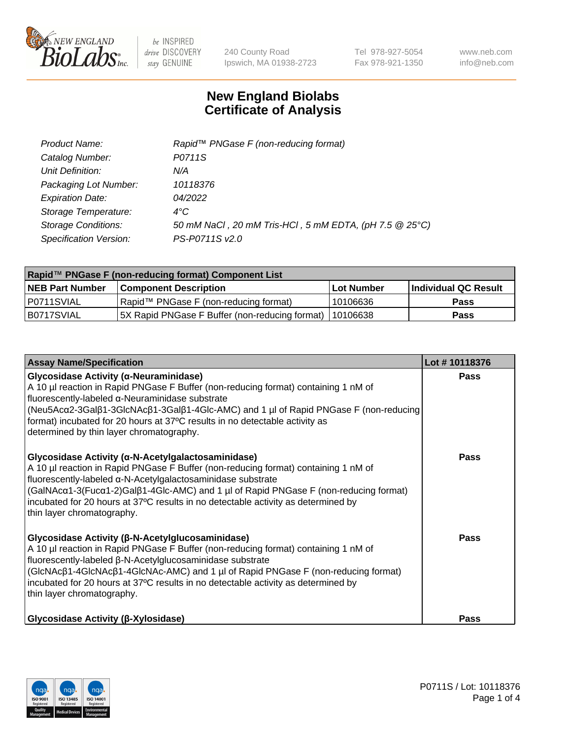# New England Biolabs
# Certificate of Analysis

| | |
|---|---|
| *Product Name:* | *Rapid™ PNGase F (non-reducing format)* |
| *Catalog Number:* | *P0711S* |
| *Unit Definition:* | *N/A* |
| *Packaging Lot Number:* | *10118376* |
| *Expiration Date:* | *04/2022* |
| *Storage Temperature:* | *4°C* |
| *Storage Conditions:* | *50 mM NaCl , 20 mM Tris-HCl , 5 mM EDTA, (pH 7.5 @ 25°C)* |
| *Specification Version:* | *PS-P0711S v2.0* |

| **Rapid™ PNGase F (non-reducing format) Component List** | | | |
|---|---|---|---|
| **NEB Part Number** | **Component Description** | **Lot Number** | **Individual QC Result** |
| P0711SVIAL | Rapid™ PNGase F (non-reducing format) | 10106636 | **Pass** |
| B0717SVIAL | 5X Rapid PNGase F Buffer (non-reducing format) | 10106638 | **Pass** |

| **Assay Name/Specification** | **Lot # 10118376** |
|---|---|
| **Glycosidase Activity (α-Neuraminidase)**<br>A 10 µl reaction in Rapid PNGase F Buffer (non-reducing format) containing 1 nM of fluorescently-labeled α-Neuraminidase substrate (Neu5Acα2-3Galβ1-3GlcNAcβ1-3Galβ1-4Glc-AMC) and 1 µl of Rapid PNGase F (non-reducing format) incubated for 20 hours at 37ºC results in no detectable activity as determined by thin layer chromatography. | **Pass** |
| **Glycosidase Activity (α-N-Acetylgalactosaminidase)**<br>A 10 µl reaction in Rapid PNGase F Buffer (non-reducing format) containing 1 nM of fluorescently-labeled α-N-Acetylgalactosaminidase substrate (GalNAcα1-3(Fucα1-2)Galβ1-4Glc-AMC) and 1 µl of Rapid PNGase F (non-reducing format) incubated for 20 hours at 37ºC results in no detectable activity as determined by thin layer chromatography. | **Pass** |
| **Glycosidase Activity (β-N-Acetylglucosaminidase)**<br>A 10 µl reaction in Rapid PNGase F Buffer (non-reducing format) containing 1 nM of fluorescently-labeled β-N-Acetylglucosaminidase substrate (GlcNAcβ1-4GlcNAcβ1-4GlcNAc-AMC) and 1 µl of Rapid PNGase F (non-reducing format) incubated for 20 hours at 37ºC results in no detectable activity as determined by thin layer chromatography. | **Pass** |
| **Glycosidase Activity (β-Xylosidase)** | **Pass** |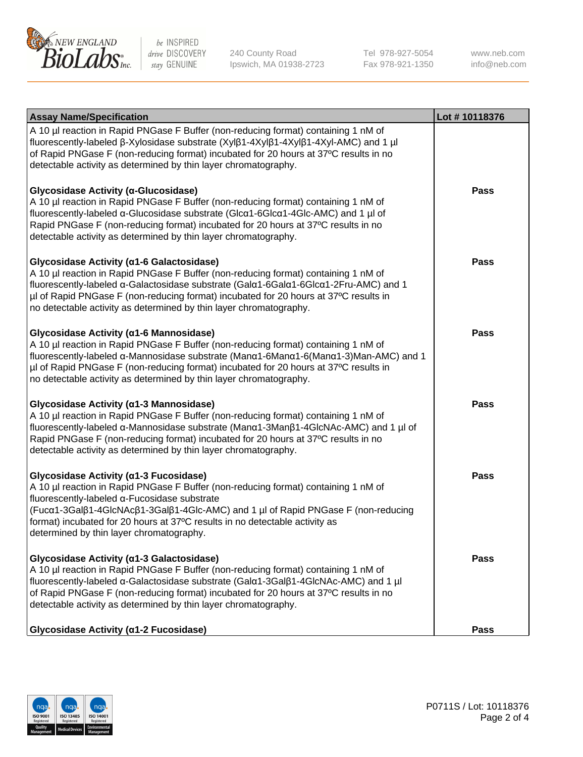| Assay Name/Specification | Lot # 10118376 |
| --- | --- |
| A 10 µl reaction in Rapid PNGase F Buffer (non-reducing format) containing 1 nM of fluorescently-labeled β-Xylosidase substrate (Xylβ1-4Xylβ1-4Xylβ1-4Xyl-AMC) and 1 µl of Rapid PNGase F (non-reducing format) incubated for 20 hours at 37ºC results in no detectable activity as determined by thin layer chromatography. | |
| **Glycosidase Activity (α-Glucosidase)**<br>A 10 µl reaction in Rapid PNGase F Buffer (non-reducing format) containing 1 nM of fluorescently-labeled α-Glucosidase substrate (Glcα1-6Glcα1-4Glc-AMC) and 1 µl of Rapid PNGase F (non-reducing format) incubated for 20 hours at 37ºC results in no detectable activity as determined by thin layer chromatography. | **Pass** |
| **Glycosidase Activity (α1-6 Galactosidase)**<br>A 10 µl reaction in Rapid PNGase F Buffer (non-reducing format) containing 1 nM of fluorescently-labeled α-Galactosidase substrate (Galα1-6Galα1-6Glcα1-2Fru-AMC) and 1 µl of Rapid PNGase F (non-reducing format) incubated for 20 hours at 37ºC results in no detectable activity as determined by thin layer chromatography. | **Pass** |
| **Glycosidase Activity (α1-6 Mannosidase)**<br>A 10 µl reaction in Rapid PNGase F Buffer (non-reducing format) containing 1 nM of fluorescently-labeled α-Mannosidase substrate (Manα1-6Manα1-6(Manα1-3)Man-AMC) and 1 µl of Rapid PNGase F (non-reducing format) incubated for 20 hours at 37ºC results in no detectable activity as determined by thin layer chromatography. | **Pass** |
| **Glycosidase Activity (α1-3 Mannosidase)**<br>A 10 µl reaction in Rapid PNGase F Buffer (non-reducing format) containing 1 nM of fluorescently-labeled α-Mannosidase substrate (Manα1-3Manβ1-4GlcNAc-AMC) and 1 µl of Rapid PNGase F (non-reducing format) incubated for 20 hours at 37ºC results in no detectable activity as determined by thin layer chromatography. | **Pass** |
| **Glycosidase Activity (α1-3 Fucosidase)**<br>A 10 µl reaction in Rapid PNGase F Buffer (non-reducing format) containing 1 nM of fluorescently-labeled α-Fucosidase substrate (Fucα1-3Galβ1-4GlcNAcβ1-3Galβ1-4Glc-AMC) and 1 µl of Rapid PNGase F (non-reducing format) incubated for 20 hours at 37ºC results in no detectable activity as determined by thin layer chromatography. | **Pass** |
| **Glycosidase Activity (α1-3 Galactosidase)**<br>A 10 µl reaction in Rapid PNGase F Buffer (non-reducing format) containing 1 nM of fluorescently-labeled α-Galactosidase substrate (Galα1-3Galβ1-4GlcNAc-AMC) and 1 µl of Rapid PNGase F (non-reducing format) incubated for 20 hours at 37ºC results in no detectable activity as determined by thin layer chromatography. | **Pass** |
| **Glycosidase Activity (α1-2 Fucosidase)** | **Pass** |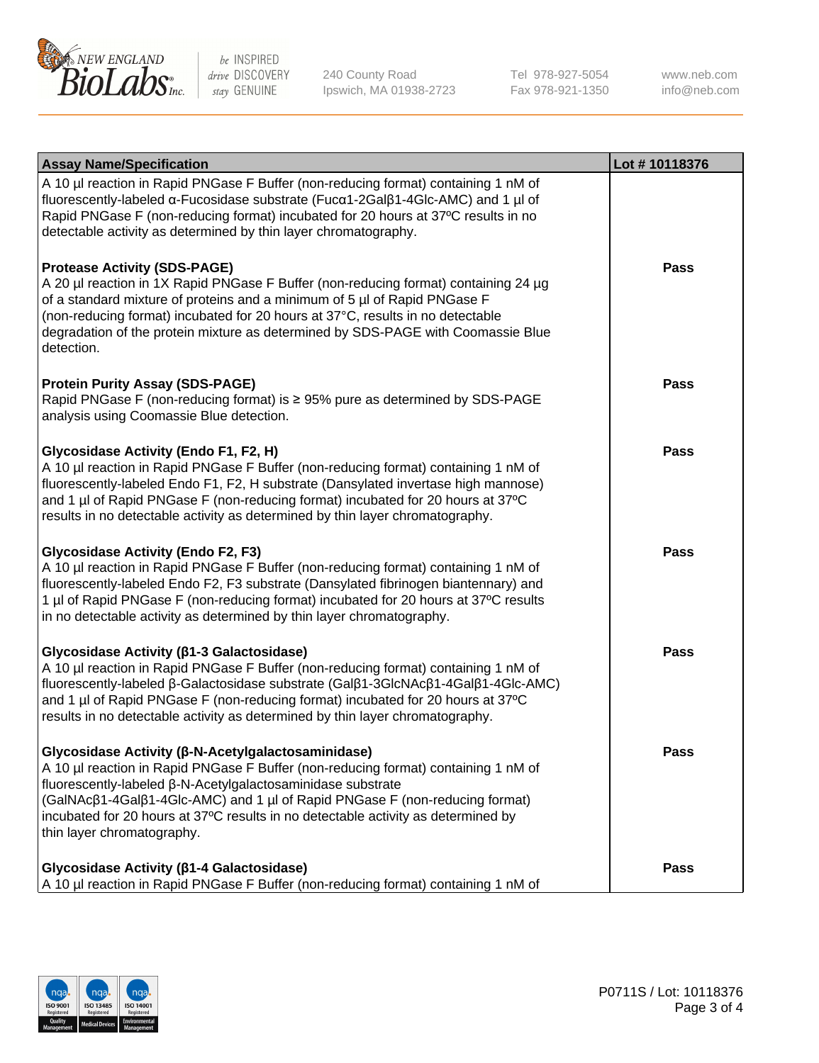| Assay Name/Specification | Lot # 10118376 |
| --- | --- |
| A 10 µl reaction in Rapid PNGase F Buffer (non-reducing format) containing 1 nM of fluorescently-labeled α-Fucosidase substrate (Fucα1-2Galβ1-4Glc-AMC) and 1 µl of Rapid PNGase F (non-reducing format) incubated for 20 hours at 37ºC results in no detectable activity as determined by thin layer chromatography. | |
| **Protease Activity (SDS-PAGE)**<br>A 20 µl reaction in 1X Rapid PNGase F Buffer (non-reducing format) containing 24 µg of a standard mixture of proteins and a minimum of 5 µl of Rapid PNGase F (non-reducing format) incubated for 20 hours at 37°C, results in no detectable degradation of the protein mixture as determined by SDS-PAGE with Coomassie Blue detection. | **Pass** |
| **Protein Purity Assay (SDS-PAGE)**<br>Rapid PNGase F (non-reducing format) is ≥ 95% pure as determined by SDS-PAGE analysis using Coomassie Blue detection. | **Pass** |
| **Glycosidase Activity (Endo F1, F2, H)**<br>A 10 µl reaction in Rapid PNGase F Buffer (non-reducing format) containing 1 nM of fluorescently-labeled Endo F1, F2, H substrate (Dansylated invertase high mannose) and 1 µl of Rapid PNGase F (non-reducing format) incubated for 20 hours at 37ºC results in no detectable activity as determined by thin layer chromatography. | **Pass** |
| **Glycosidase Activity (Endo F2, F3)**<br>A 10 µl reaction in Rapid PNGase F Buffer (non-reducing format) containing 1 nM of fluorescently-labeled Endo F2, F3 substrate (Dansylated fibrinogen biantennary) and 1 µl of Rapid PNGase F (non-reducing format) incubated for 20 hours at 37ºC results in no detectable activity as determined by thin layer chromatography. | **Pass** |
| **Glycosidase Activity (β1-3 Galactosidase)**<br>A 10 µl reaction in Rapid PNGase F Buffer (non-reducing format) containing 1 nM of fluorescently-labeled β-Galactosidase substrate (Galβ1-3GlcNAcβ1-4Galβ1-4Glc-AMC) and 1 µl of Rapid PNGase F (non-reducing format) incubated for 20 hours at 37ºC results in no detectable activity as determined by thin layer chromatography. | **Pass** |
| **Glycosidase Activity (β-N-Acetylgalactosaminidase)**<br>A 10 µl reaction in Rapid PNGase F Buffer (non-reducing format) containing 1 nM of fluorescently-labeled β-N-Acetylgalactosaminidase substrate (GalNAcβ1-4Galβ1-4Glc-AMC) and 1 µl of Rapid PNGase F (non-reducing format) incubated for 20 hours at 37ºC results in no detectable activity as determined by thin layer chromatography. | **Pass** |
| **Glycosidase Activity (β1-4 Galactosidase)**<br>A 10 µl reaction in Rapid PNGase F Buffer (non-reducing format) containing 1 nM of | **Pass** |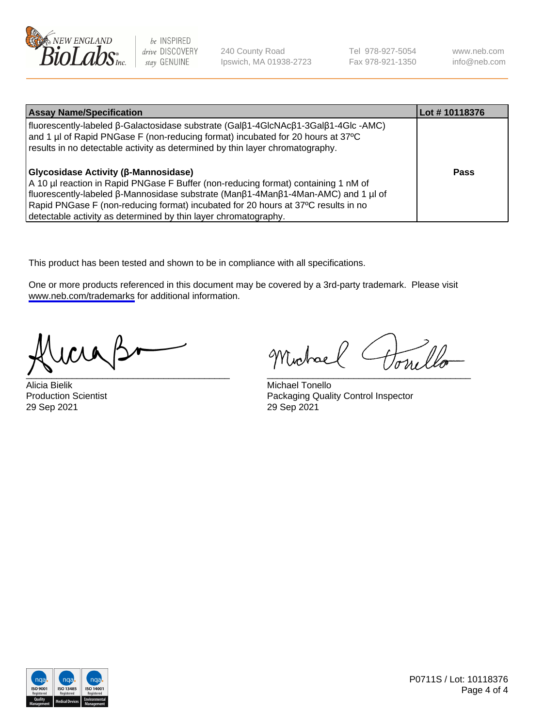| Assay Name/Specification | Lot # 10118376 |
| --- | --- |
| fluorescently-labeled β-Galactosidase substrate (Galβ1-4GlcNAcβ1-3Galβ1-4Glc -AMC) and 1 µl of Rapid PNGase F (non-reducing format) incubated for 20 hours at 37ºC results in no detectable activity as determined by thin layer chromatography. | |
| **Glycosidase Activity (β-Mannosidase)**<br>A 10 µl reaction in Rapid PNGase F Buffer (non-reducing format) containing 1 nM of fluorescently-labeled β-Mannosidase substrate (Manβ1-4Manβ1-4Man-AMC) and 1 µl of Rapid PNGase F (non-reducing format) incubated for 20 hours at 37ºC results in no detectable activity as determined by thin layer chromatography. | **Pass** |

This product has been tested and shown to be in compliance with all specifications.

One or more products referenced in this document may be covered by a 3rd-party trademark. Please visit www.neb.com/trademarks for additional information.

Alicia Bielik
Production Scientist
29 Sep 2021

Michael Tonello
Packaging Quality Control Inspector
29 Sep 2021

P0711S / Lot: 10118376